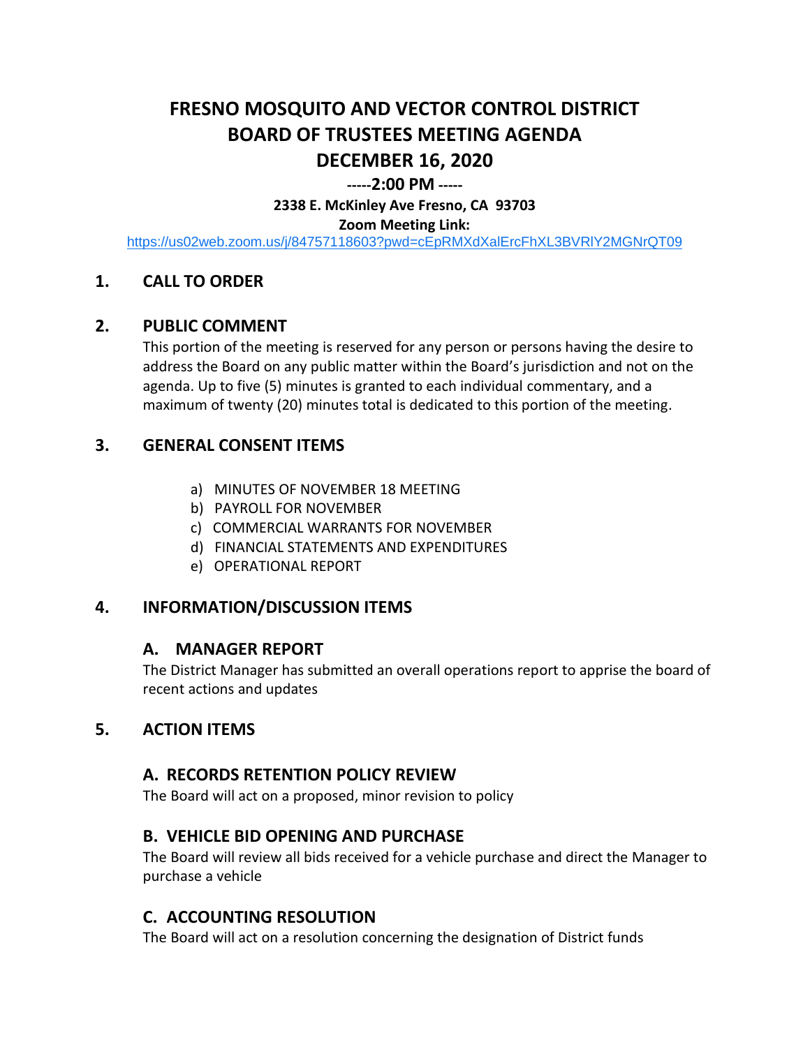# FRESNO MOSQUITO AND VECTOR CONTROL DISTRICT
# BOARD OF TRUSTEES MEETING AGENDA
# DECEMBER 16, 2020

**-----2:00 PM -----**

**2338 E. McKinley Ave Fresno, CA 93703**

**Zoom Meeting Link:**

https://us02web.zoom.us/j/84757118603?pwd=cEpRMXdXalErcFhXL3BVRlY2MGNrQT09

## 1. CALL TO ORDER

## 2. PUBLIC COMMENT

This portion of the meeting is reserved for any person or persons having the desire to address the Board on any public matter within the Board's jurisdiction and not on the agenda. Up to five (5) minutes is granted to each individual commentary, and a maximum of twenty (20) minutes total is dedicated to this portion of the meeting.

## 3. GENERAL CONSENT ITEMS

a) MINUTES OF NOVEMBER 18 MEETING
b) PAYROLL FOR NOVEMBER
c) COMMERCIAL WARRANTS FOR NOVEMBER
d) FINANCIAL STATEMENTS AND EXPENDITURES
e) OPERATIONAL REPORT

## 4. INFORMATION/DISCUSSION ITEMS

### A. MANAGER REPORT

The District Manager has submitted an overall operations report to apprise the board of recent actions and updates

## 5. ACTION ITEMS

### A. RECORDS RETENTION POLICY REVIEW

The Board will act on a proposed, minor revision to policy

### B. VEHICLE BID OPENING AND PURCHASE

The Board will review all bids received for a vehicle purchase and direct the Manager to purchase a vehicle

### C. ACCOUNTING RESOLUTION

The Board will act on a resolution concerning the designation of District funds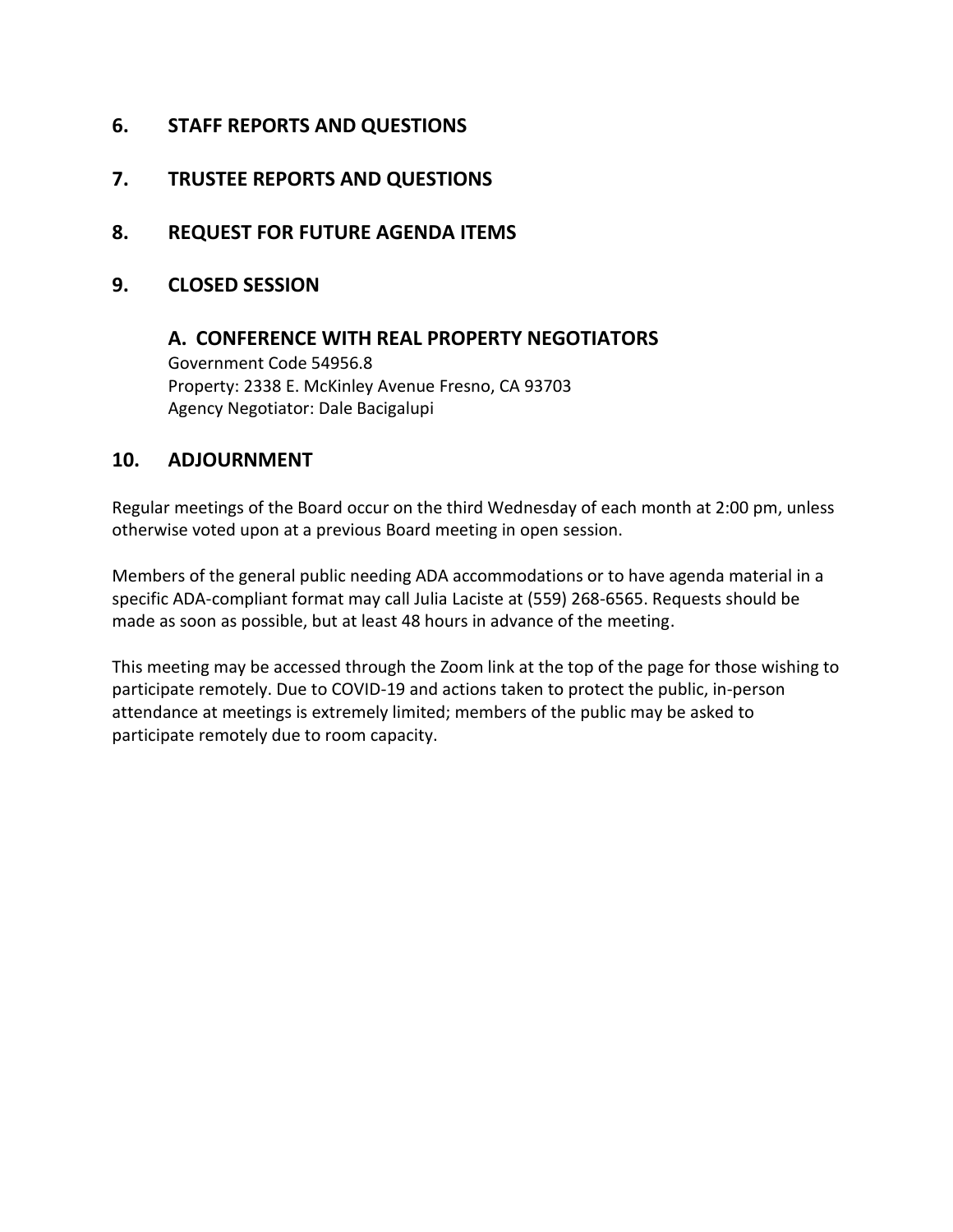## 6. STAFF REPORTS AND QUESTIONS

## 7. TRUSTEE REPORTS AND QUESTIONS

## 8. REQUEST FOR FUTURE AGENDA ITEMS

## 9. CLOSED SESSION

### A. CONFERENCE WITH REAL PROPERTY NEGOTIATORS

Government Code 54956.8
Property: 2338 E. McKinley Avenue Fresno, CA 93703
Agency Negotiator: Dale Bacigalupi

## 10. ADJOURNMENT

Regular meetings of the Board occur on the third Wednesday of each month at 2:00 pm, unless otherwise voted upon at a previous Board meeting in open session.

Members of the general public needing ADA accommodations or to have agenda material in a specific ADA-compliant format may call Julia Laciste at (559) 268-6565. Requests should be made as soon as possible, but at least 48 hours in advance of the meeting.

This meeting may be accessed through the Zoom link at the top of the page for those wishing to participate remotely. Due to COVID-19 and actions taken to protect the public, in-person attendance at meetings is extremely limited; members of the public may be asked to participate remotely due to room capacity.